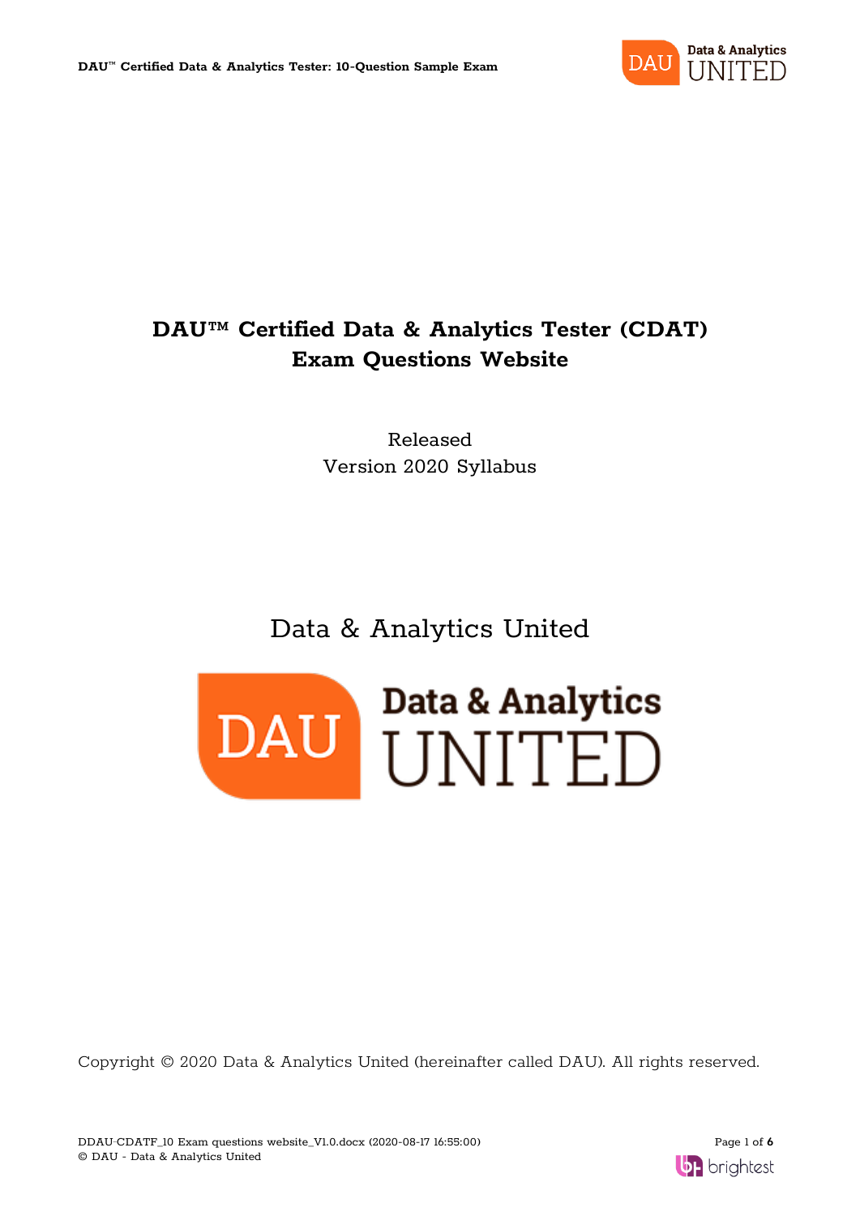# DAU™ Certified Data & Analytics Tester (CDAT) Exam Questions Website

Released
Version 2020 Syllabus

Data & Analytics United

Copyright © 2020 Data & Analytics United (hereinafter called DAU). All rights reserved.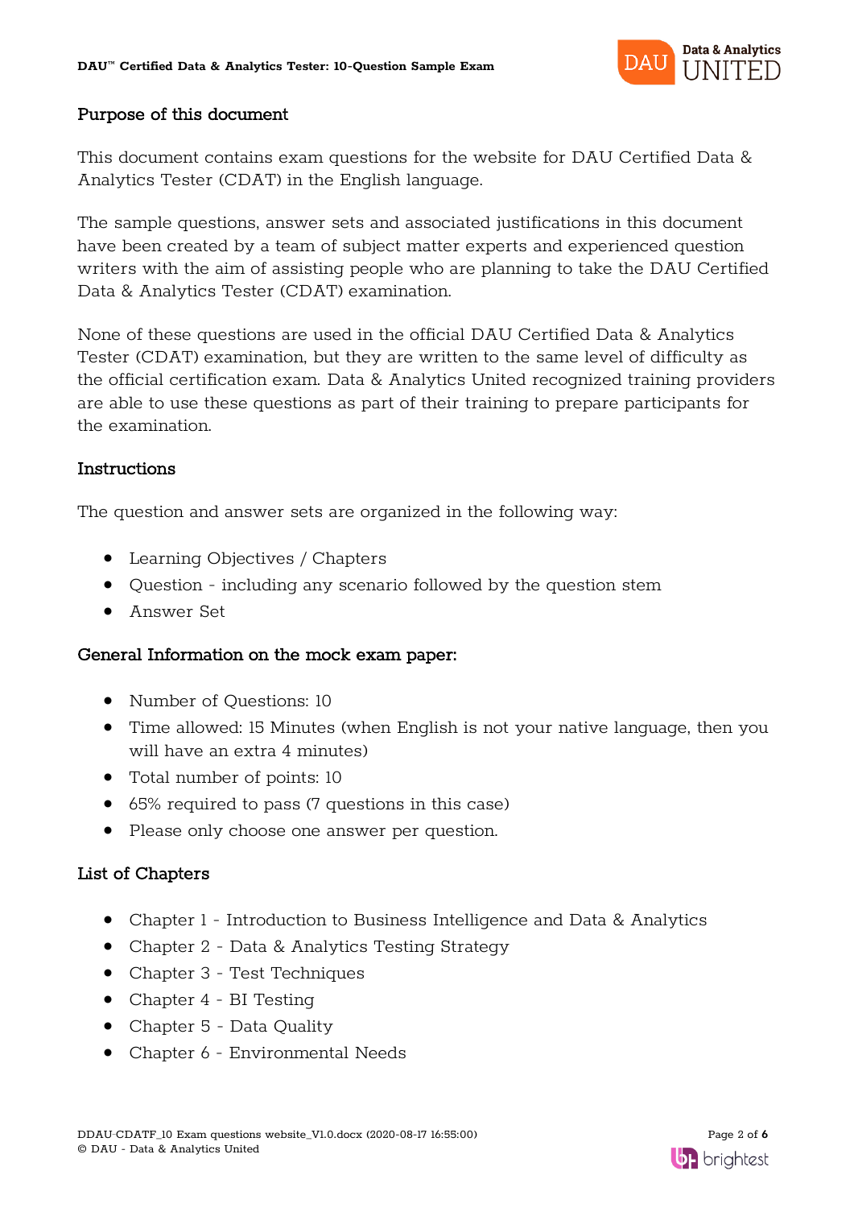## Purpose of this document

This document contains exam questions for the website for DAU Certified Data & Analytics Tester (CDAT) in the English language.

The sample questions, answer sets and associated justifications in this document have been created by a team of subject matter experts and experienced question writers with the aim of assisting people who are planning to take the DAU Certified Data & Analytics Tester (CDAT) examination.

None of these questions are used in the official DAU Certified Data & Analytics Tester (CDAT) examination, but they are written to the same level of difficulty as the official certification exam. Data & Analytics United recognized training providers are able to use these questions as part of their training to prepare participants for the examination.

## Instructions

The question and answer sets are organized in the following way:

- Learning Objectives / Chapters
- Question - including any scenario followed by the question stem
- Answer Set

## General Information on the mock exam paper:

- Number of Questions: 10
- Time allowed: 15 Minutes (when English is not your native language, then you will have an extra 4 minutes)
- Total number of points: 10
- 65% required to pass (7 questions in this case)
- Please only choose one answer per question.

## List of Chapters

- Chapter 1 - Introduction to Business Intelligence and Data & Analytics
- Chapter 2 - Data & Analytics Testing Strategy
- Chapter 3 - Test Techniques
- Chapter 4 - BI Testing
- Chapter 5 - Data Quality
- Chapter 6 - Environmental Needs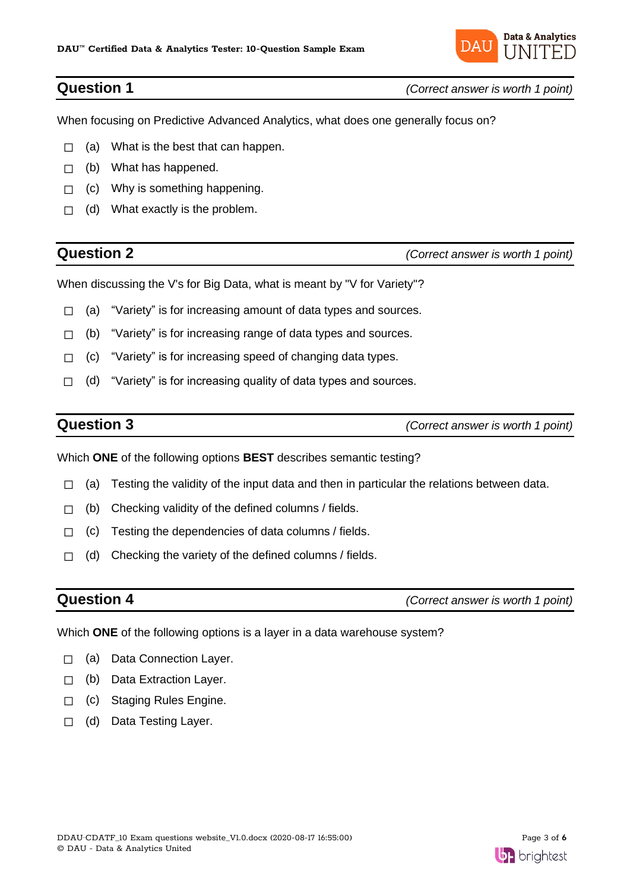## Question 1

*(Correct answer is worth 1 point)*

When focusing on Predictive Advanced Analytics, what does one generally focus on?

- ☐ (a) What is the best that can happen.
- ☐ (b) What has happened.
- ☐ (c) Why is something happening.
- ☐ (d) What exactly is the problem.

## Question 2

*(Correct answer is worth 1 point)*

When discussing the V's for Big Data, what is meant by "V for Variety"?

- ☐ (a) “Variety” is for increasing amount of data types and sources.
- ☐ (b) “Variety” is for increasing range of data types and sources.
- ☐ (c) “Variety” is for increasing speed of changing data types.
- ☐ (d) “Variety” is for increasing quality of data types and sources.

## Question 3

*(Correct answer is worth 1 point)*

Which **ONE** of the following options **BEST** describes semantic testing?

- ☐ (a) Testing the validity of the input data and then in particular the relations between data.
- ☐ (b) Checking validity of the defined columns / fields.
- ☐ (c) Testing the dependencies of data columns / fields.
- ☐ (d) Checking the variety of the defined columns / fields.

## Question 4

*(Correct answer is worth 1 point)*

Which **ONE** of the following options is a layer in a data warehouse system?

- ☐ (a) Data Connection Layer.
- ☐ (b) Data Extraction Layer.
- ☐ (c) Staging Rules Engine.
- ☐ (d) Data Testing Layer.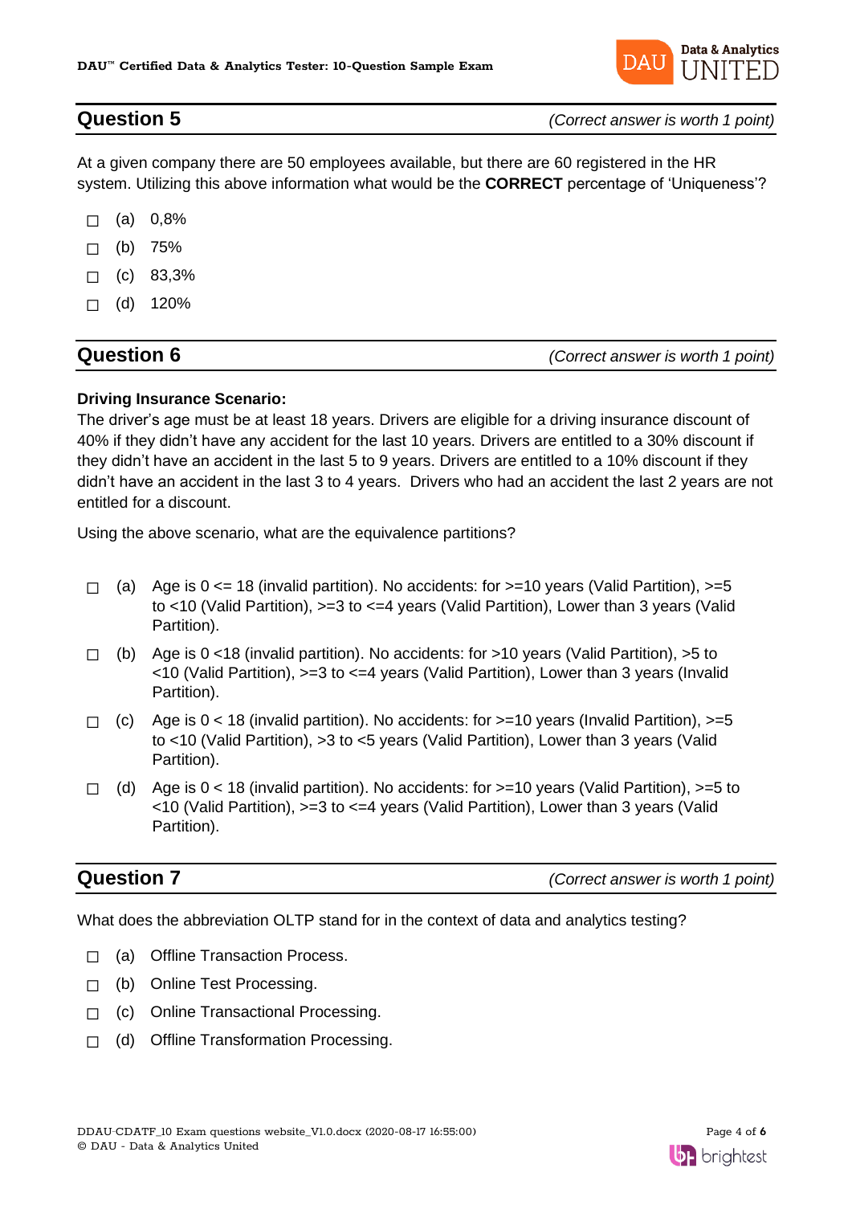## Question 5

*(Correct answer is worth 1 point)*

At a given company there are 50 employees available, but there are 60 registered in the HR system. Utilizing this above information what would be the **CORRECT** percentage of 'Uniqueness'?

- ☐ (a) 0,8%
- ☐ (b) 75%
- ☐ (c) 83,3%
- ☐ (d) 120%

## Question 6

*(Correct answer is worth 1 point)*

**Driving Insurance Scenario:**

The driver's age must be at least 18 years. Drivers are eligible for a driving insurance discount of 40% if they didn't have any accident for the last 10 years. Drivers are entitled to a 30% discount if they didn't have an accident in the last 5 to 9 years. Drivers are entitled to a 10% discount if they didn't have an accident in the last 3 to 4 years. Drivers who had an accident the last 2 years are not entitled for a discount.

Using the above scenario, what are the equivalence partitions?

- ☐ (a) Age is 0 <= 18 (invalid partition). No accidents: for >=10 years (Valid Partition), >=5 to <10 (Valid Partition), >=3 to <=4 years (Valid Partition), Lower than 3 years (Valid Partition).
- ☐ (b) Age is 0 <18 (invalid partition). No accidents: for >10 years (Valid Partition), >5 to <10 (Valid Partition), >=3 to <=4 years (Valid Partition), Lower than 3 years (Invalid Partition).
- ☐ (c) Age is 0 < 18 (invalid partition). No accidents: for >=10 years (Invalid Partition), >=5 to <10 (Valid Partition), >3 to <5 years (Valid Partition), Lower than 3 years (Valid Partition).
- ☐ (d) Age is 0 < 18 (invalid partition). No accidents: for >=10 years (Valid Partition), >=5 to <10 (Valid Partition), >=3 to <=4 years (Valid Partition), Lower than 3 years (Valid Partition).

## Question 7

*(Correct answer is worth 1 point)*

What does the abbreviation OLTP stand for in the context of data and analytics testing?

- ☐ (a) Offline Transaction Process.
- ☐ (b) Online Test Processing.
- ☐ (c) Online Transactional Processing.
- ☐ (d) Offline Transformation Processing.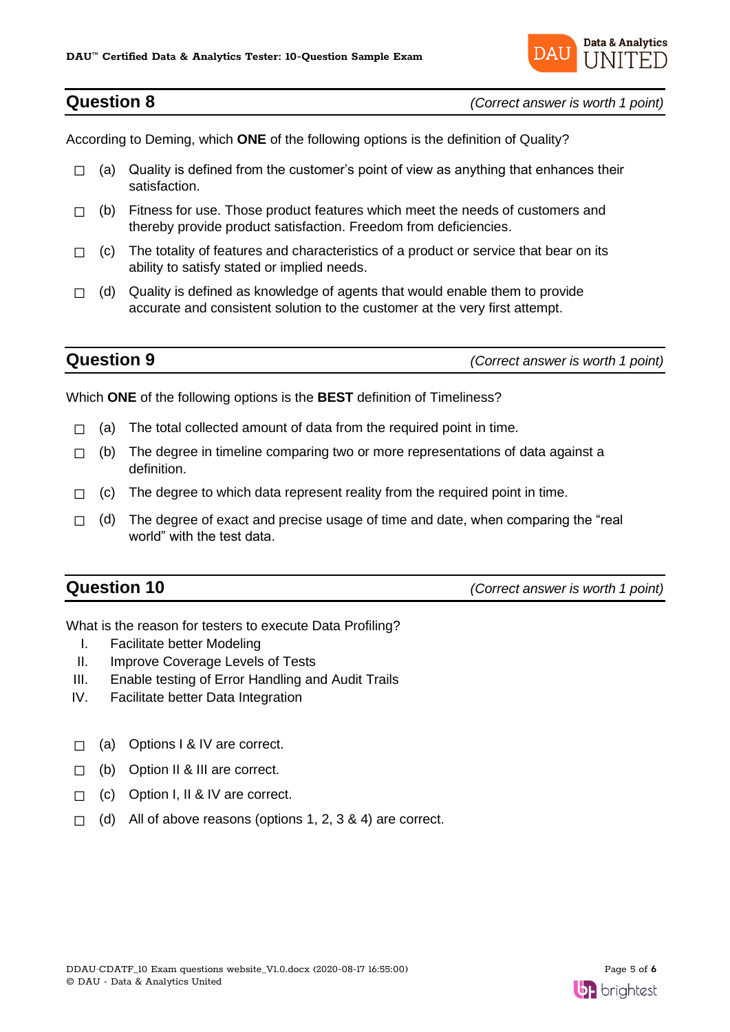## Question 8

*(Correct answer is worth 1 point)*

According to Deming, which **ONE** of the following options is the definition of Quality?

- ☐ (a) Quality is defined from the customer's point of view as anything that enhances their satisfaction.
- ☐ (b) Fitness for use. Those product features which meet the needs of customers and thereby provide product satisfaction. Freedom from deficiencies.
- ☐ (c) The totality of features and characteristics of a product or service that bear on its ability to satisfy stated or implied needs.
- ☐ (d) Quality is defined as knowledge of agents that would enable them to provide accurate and consistent solution to the customer at the very first attempt.

## Question 9

*(Correct answer is worth 1 point)*

Which **ONE** of the following options is the **BEST** definition of Timeliness?

- ☐ (a) The total collected amount of data from the required point in time.
- ☐ (b) The degree in timeline comparing two or more representations of data against a definition.
- ☐ (c) The degree to which data represent reality from the required point in time.
- ☐ (d) The degree of exact and precise usage of time and date, when comparing the "real world" with the test data.

## Question 10

*(Correct answer is worth 1 point)*

What is the reason for testers to execute Data Profiling?

I. Facilitate better Modeling
II. Improve Coverage Levels of Tests
III. Enable testing of Error Handling and Audit Trails
IV. Facilitate better Data Integration

- ☐ (a) Options I & IV are correct.
- ☐ (b) Option II & III are correct.
- ☐ (c) Option I, II & IV are correct.
- ☐ (d) All of above reasons (options 1, 2, 3 & 4) are correct.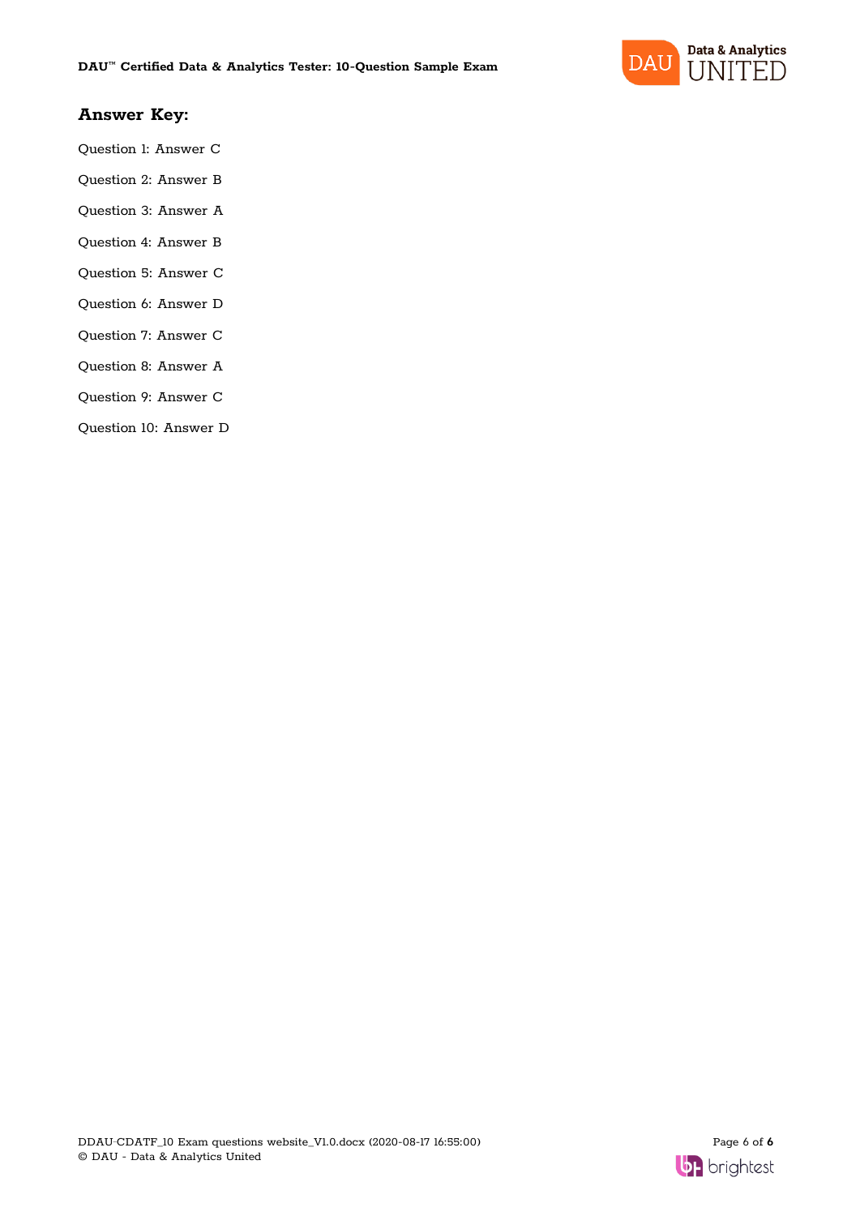## Answer Key:

Question 1: Answer C

Question 2: Answer B

Question 3: Answer A

Question 4: Answer B

Question 5: Answer C

Question 6: Answer D

Question 7: Answer C

Question 8: Answer A

Question 9: Answer C

Question 10: Answer D